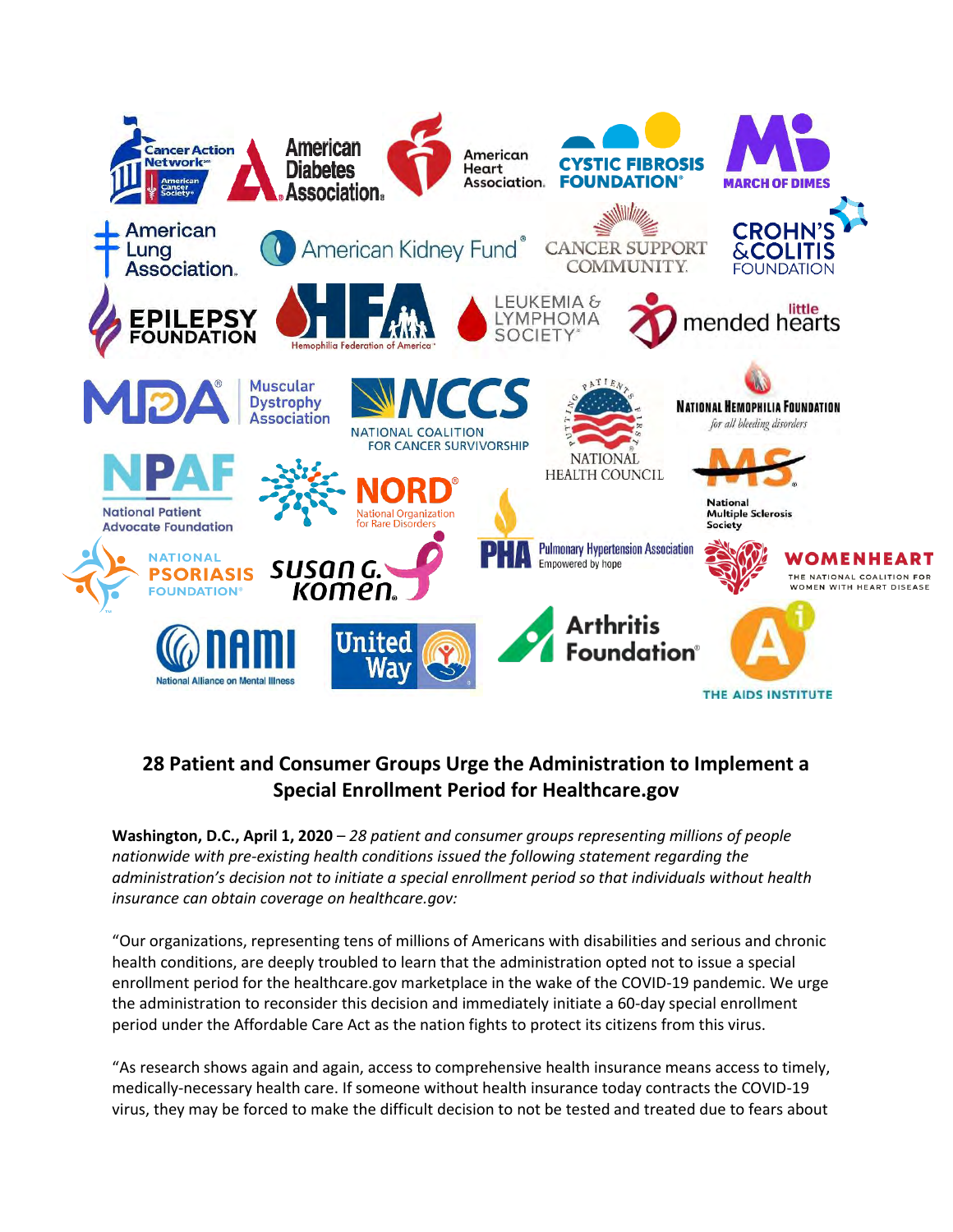## 28 Patient and Consumer Groups Urge the Administration to Implement a Special Enrollment Period for Healthcare.gov

**Washington, D.C., April 1, 2020** – *28 patient and consumer groups representing millions of people nationwide with pre-existing health conditions issued the following statement regarding the administration's decision not to initiate a special enrollment period so that individuals without health insurance can obtain coverage on healthcare.gov:*

"Our organizations, representing tens of millions of Americans with disabilities and serious and chronic health conditions, are deeply troubled to learn that the administration opted not to issue a special enrollment period for the healthcare.gov marketplace in the wake of the COVID-19 pandemic. We urge the administration to reconsider this decision and immediately initiate a 60-day special enrollment period under the Affordable Care Act as the nation fights to protect its citizens from this virus.

"As research shows again and again, access to comprehensive health insurance means access to timely, medically-necessary health care. If someone without health insurance today contracts the COVID-19 virus, they may be forced to make the difficult decision to not be tested and treated due to fears about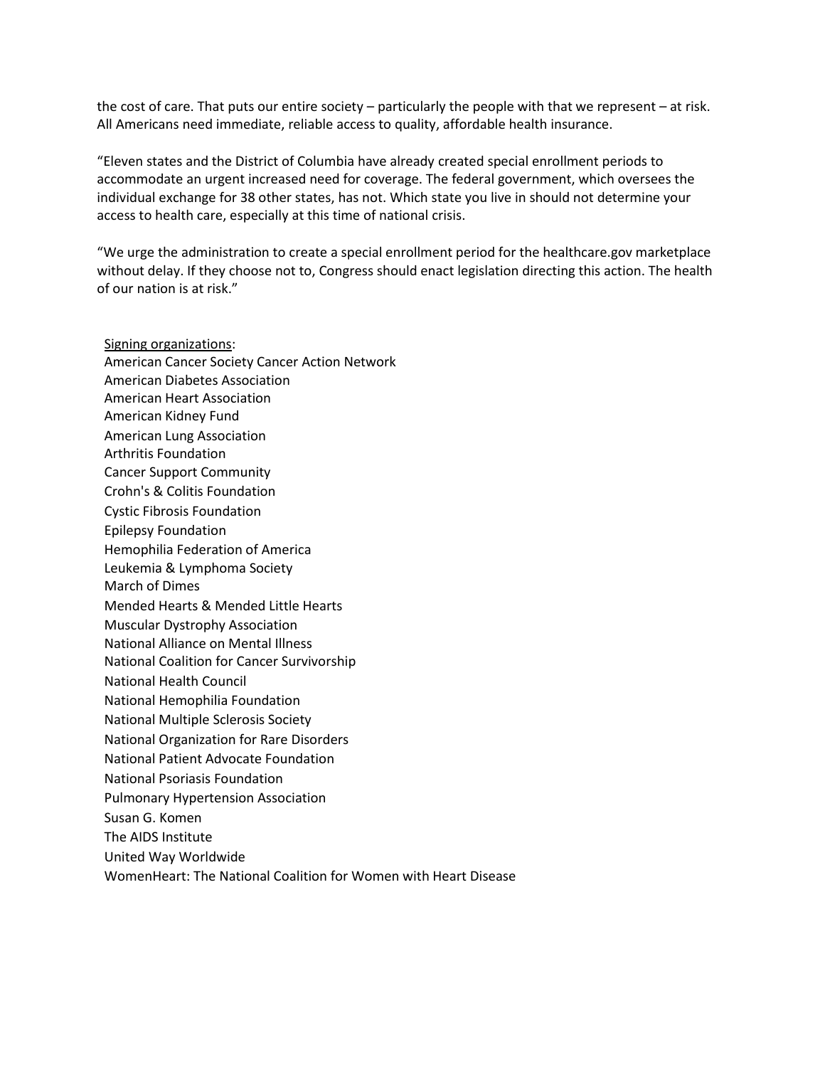the cost of care. That puts our entire society – particularly the people with that we represent – at risk. All Americans need immediate, reliable access to quality, affordable health insurance.

"Eleven states and the District of Columbia have already created special enrollment periods to accommodate an urgent increased need for coverage. The federal government, which oversees the individual exchange for 38 other states, has not. Which state you live in should not determine your access to health care, especially at this time of national crisis.

"We urge the administration to create a special enrollment period for the healthcare.gov marketplace without delay. If they choose not to, Congress should enact legislation directing this action. The health of our nation is at risk."

<u>Signing organizations</u>:

American Cancer Society Cancer Action Network
American Diabetes Association
American Heart Association
American Kidney Fund
American Lung Association
Arthritis Foundation
Cancer Support Community
Crohn's & Colitis Foundation
Cystic Fibrosis Foundation
Epilepsy Foundation
Hemophilia Federation of America
Leukemia & Lymphoma Society
March of Dimes
Mended Hearts & Mended Little Hearts
Muscular Dystrophy Association
National Alliance on Mental Illness
National Coalition for Cancer Survivorship
National Health Council
National Hemophilia Foundation
National Multiple Sclerosis Society
National Organization for Rare Disorders
National Patient Advocate Foundation
National Psoriasis Foundation
Pulmonary Hypertension Association
Susan G. Komen
The AIDS Institute
United Way Worldwide
WomenHeart: The National Coalition for Women with Heart Disease